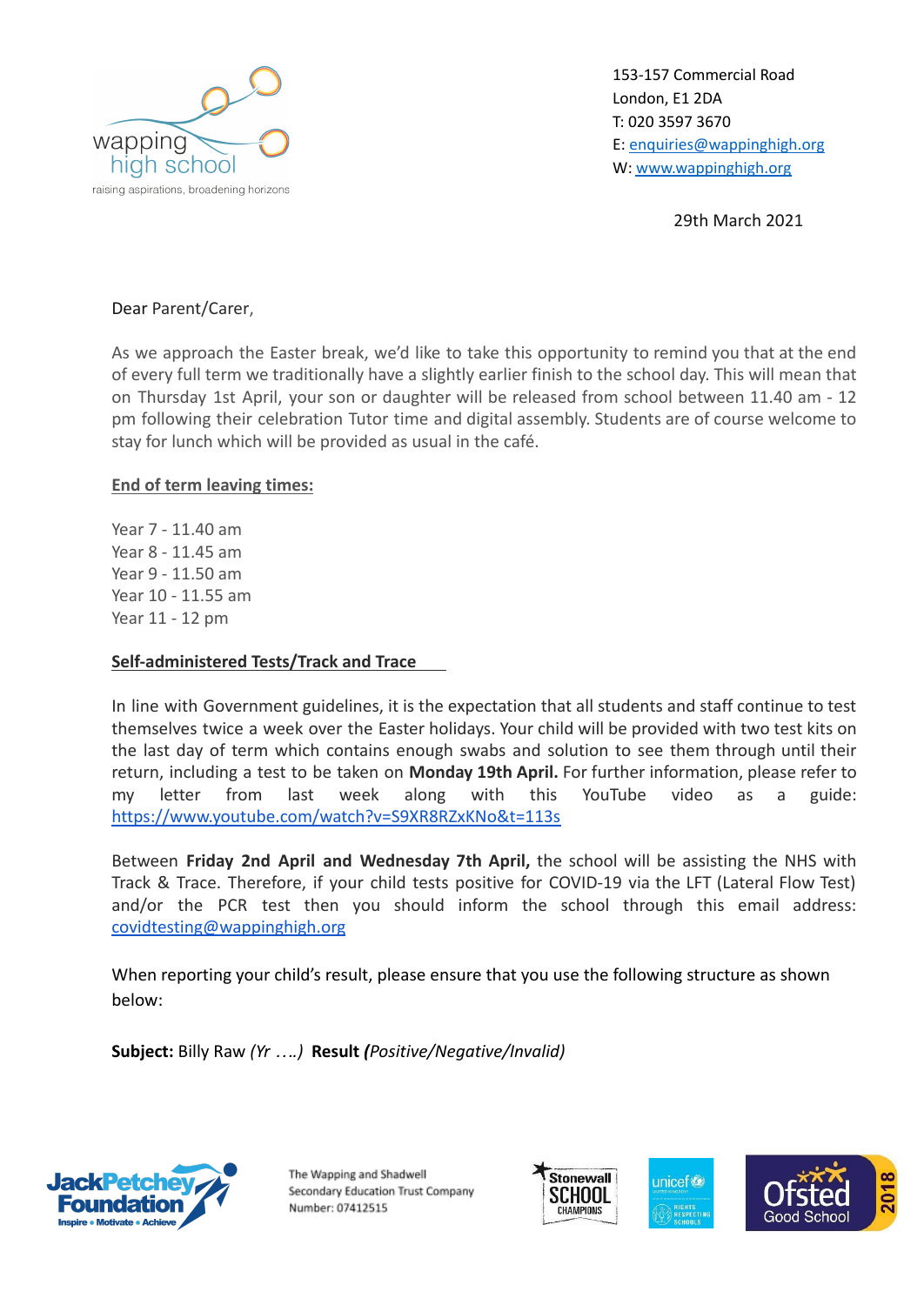wapping high school
raising aspirations, broadening horizons

153-157 Commercial Road
London, E1 2DA
T: 020 3597 3670
E: enquiries@wappinghigh.org
W: www.wappinghigh.org

29th March 2021

Dear Parent/Carer,

As we approach the Easter break, we'd like to take this opportunity to remind you that at the end of every full term we traditionally have a slightly earlier finish to the school day. This will mean that on Thursday 1st April, your son or daughter will be released from school between 11.40 am - 12 pm following their celebration Tutor time and digital assembly. Students are of course welcome to stay for lunch which will be provided as usual in the café.

**End of term leaving times:**

Year 7 - 11.40 am
Year 8 - 11.45 am
Year 9 - 11.50 am
Year 10 - 11.55 am
Year 11 - 12 pm

**Self-administered Tests/Track and Trace**

In line with Government guidelines, it is the expectation that all students and staff continue to test themselves twice a week over the Easter holidays. Your child will be provided with two test kits on the last day of term which contains enough swabs and solution to see them through until their return, including a test to be taken on **Monday 19th April.** For further information, please refer to my letter from last week along with this YouTube video as a guide: https://www.youtube.com/watch?v=S9XR8RZxKNo&t=113s

Between **Friday 2nd April and Wednesday 7th April,** the school will be assisting the NHS with Track & Trace. Therefore, if your child tests positive for COVID-19 via the LFT (Lateral Flow Test) and/or the PCR test then you should inform the school through this email address: covidtesting@wappinghigh.org

When reporting your child's result, please ensure that you use the following structure as shown below:

**Subject:** Billy Raw *(Yr ….)* **Result *(****Positive/Negative/Invalid)*

Jack Petchey Foundation — Inspire • Motivate • Achieve

The Wapping and Shadwell Secondary Education Trust Company Number: 07412515

Stonewall School Champions | unicef Rights Respecting Schools | Ofsted Good School 2018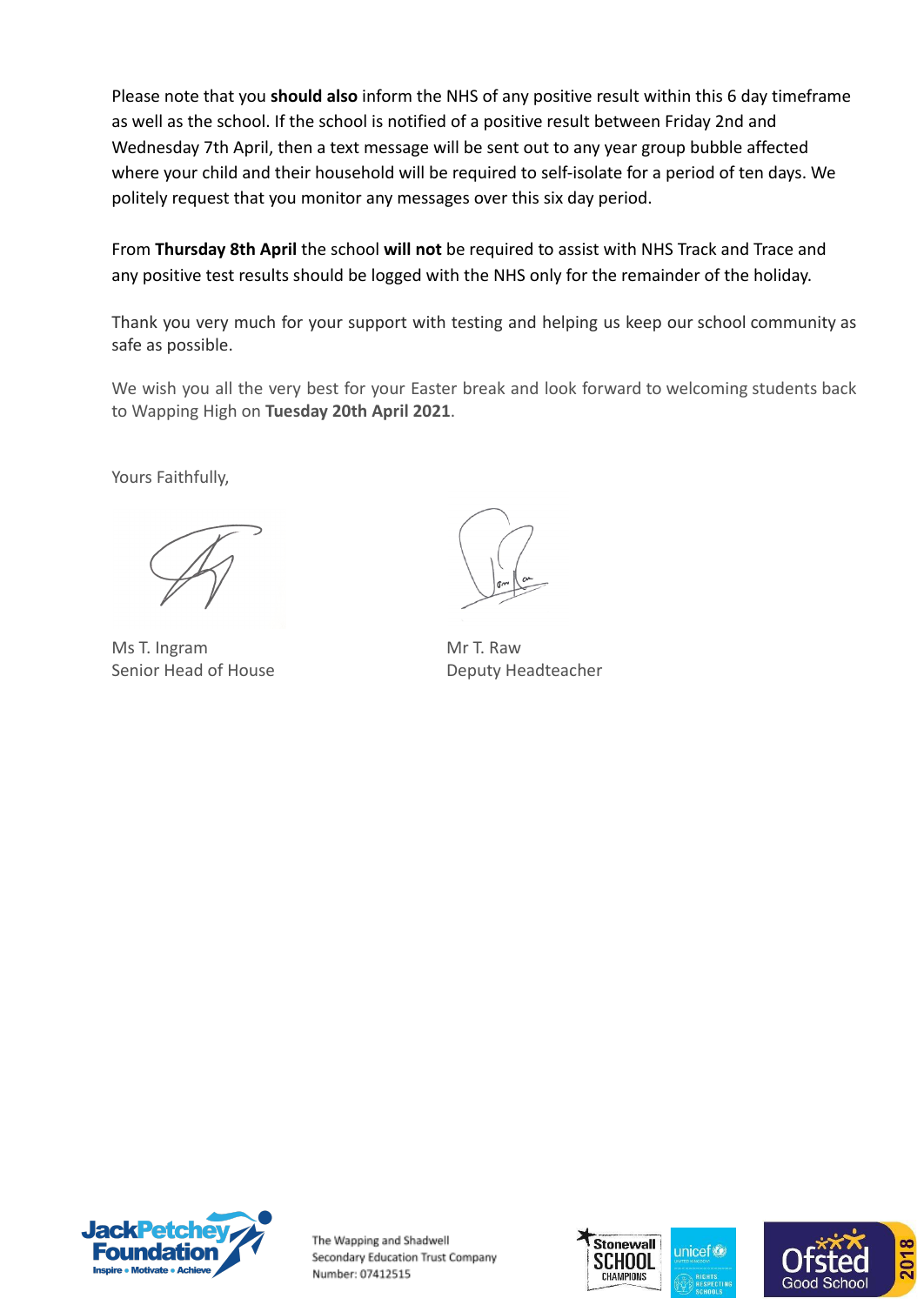Please note that you **should also** inform the NHS of any positive result within this 6 day timeframe as well as the school. If the school is notified of a positive result between Friday 2nd and Wednesday 7th April, then a text message will be sent out to any year group bubble affected where your child and their household will be required to self-isolate for a period of ten days. We politely request that you monitor any messages over this six day period.

From **Thursday 8th April** the school **will not** be required to assist with NHS Track and Trace and any positive test results should be logged with the NHS only for the remainder of the holiday.

Thank you very much for your support with testing and helping us keep our school community as safe as possible.

We wish you all the very best for your Easter break and look forward to welcoming students back to Wapping High on **Tuesday 20th April 2021**.

Yours Faithfully,

Ms T. Ingram
Senior Head of House

Mr T. Raw
Deputy Headteacher

The Wapping and Shadwell Secondary Education Trust Company Number: 07412515